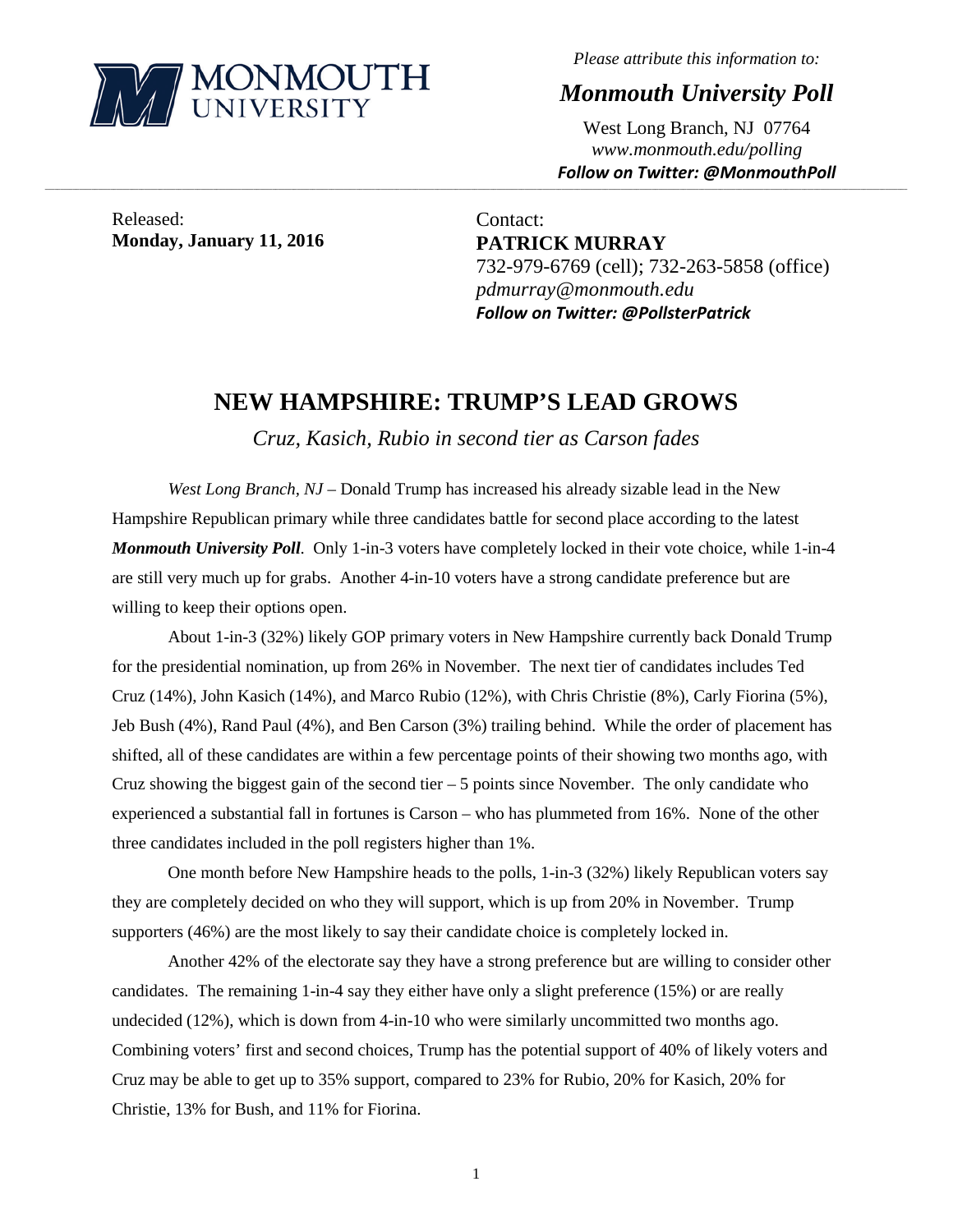MONMOUTH UNIVERSITY

*Please attribute this information to:*

***Monmouth University Poll***

West Long Branch, NJ 07764
*www.monmouth.edu/polling*
***Follow on Twitter: @MonmouthPoll***

Released:
**Monday, January 11, 2016**

Contact:
**PATRICK MURRAY**
732-979-6769 (cell); 732-263-5858 (office)
*pdmurray@monmouth.edu*
***Follow on Twitter: @PollsterPatrick***

# NEW HAMPSHIRE: TRUMP'S LEAD GROWS

*Cruz, Kasich, Rubio in second tier as Carson fades*

*West Long Branch, NJ* – Donald Trump has increased his already sizable lead in the New Hampshire Republican primary while three candidates battle for second place according to the latest ***Monmouth University Poll***. Only 1-in-3 voters have completely locked in their vote choice, while 1-in-4 are still very much up for grabs. Another 4-in-10 voters have a strong candidate preference but are willing to keep their options open.

About 1-in-3 (32%) likely GOP primary voters in New Hampshire currently back Donald Trump for the presidential nomination, up from 26% in November. The next tier of candidates includes Ted Cruz (14%), John Kasich (14%), and Marco Rubio (12%), with Chris Christie (8%), Carly Fiorina (5%), Jeb Bush (4%), Rand Paul (4%), and Ben Carson (3%) trailing behind. While the order of placement has shifted, all of these candidates are within a few percentage points of their showing two months ago, with Cruz showing the biggest gain of the second tier – 5 points since November. The only candidate who experienced a substantial fall in fortunes is Carson – who has plummeted from 16%. None of the other three candidates included in the poll registers higher than 1%.

One month before New Hampshire heads to the polls, 1-in-3 (32%) likely Republican voters say they are completely decided on who they will support, which is up from 20% in November. Trump supporters (46%) are the most likely to say their candidate choice is completely locked in.

Another 42% of the electorate say they have a strong preference but are willing to consider other candidates. The remaining 1-in-4 say they either have only a slight preference (15%) or are really undecided (12%), which is down from 4-in-10 who were similarly uncommitted two months ago. Combining voters' first and second choices, Trump has the potential support of 40% of likely voters and Cruz may be able to get up to 35% support, compared to 23% for Rubio, 20% for Kasich, 20% for Christie, 13% for Bush, and 11% for Fiorina.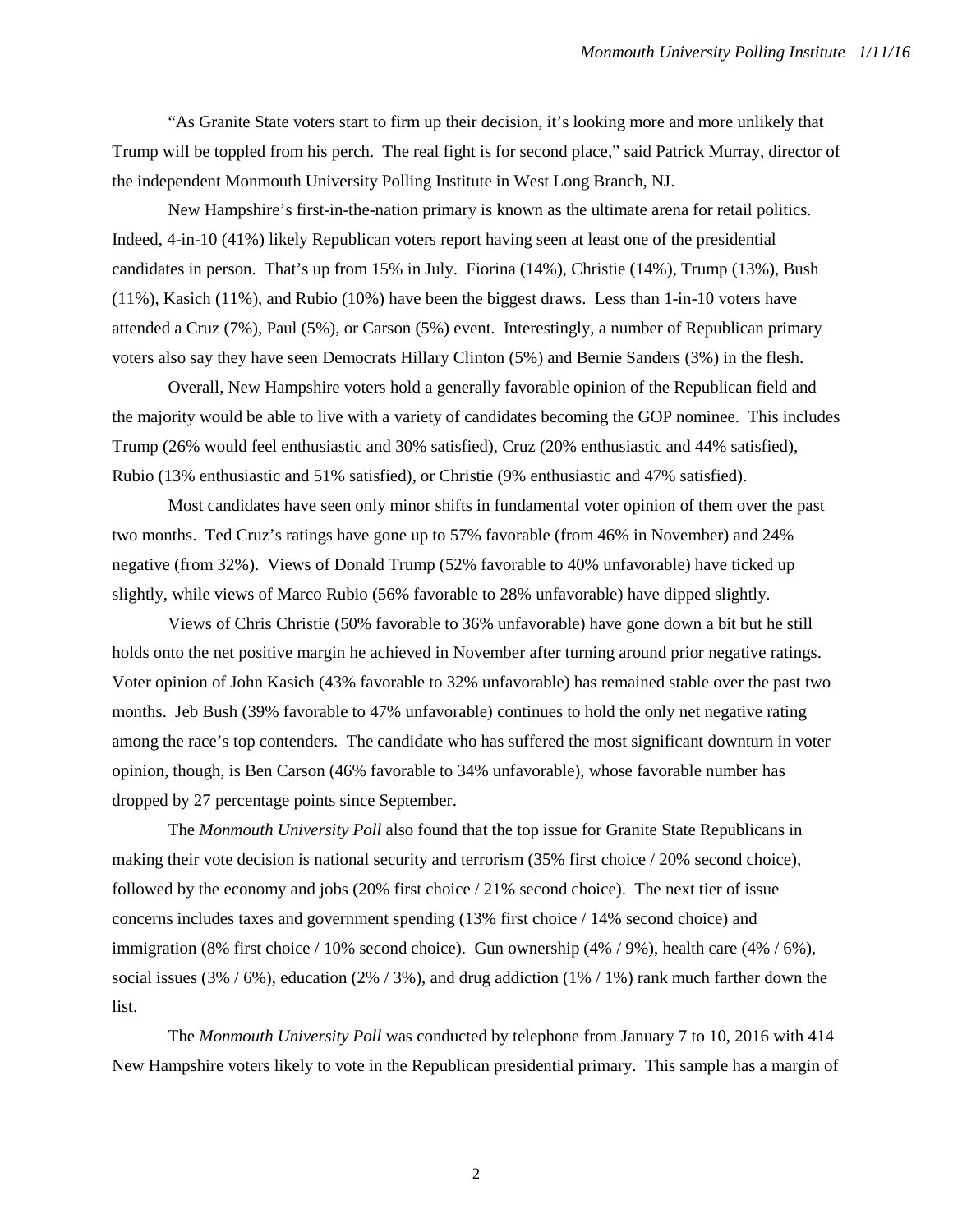"As Granite State voters start to firm up their decision, it's looking more and more unlikely that Trump will be toppled from his perch. The real fight is for second place," said Patrick Murray, director of the independent Monmouth University Polling Institute in West Long Branch, NJ.

New Hampshire's first-in-the-nation primary is known as the ultimate arena for retail politics. Indeed, 4-in-10 (41%) likely Republican voters report having seen at least one of the presidential candidates in person. That's up from 15% in July. Fiorina (14%), Christie (14%), Trump (13%), Bush (11%), Kasich (11%), and Rubio (10%) have been the biggest draws. Less than 1-in-10 voters have attended a Cruz (7%), Paul (5%), or Carson (5%) event. Interestingly, a number of Republican primary voters also say they have seen Democrats Hillary Clinton (5%) and Bernie Sanders (3%) in the flesh.

Overall, New Hampshire voters hold a generally favorable opinion of the Republican field and the majority would be able to live with a variety of candidates becoming the GOP nominee. This includes Trump (26% would feel enthusiastic and 30% satisfied), Cruz (20% enthusiastic and 44% satisfied), Rubio (13% enthusiastic and 51% satisfied), or Christie (9% enthusiastic and 47% satisfied).

Most candidates have seen only minor shifts in fundamental voter opinion of them over the past two months. Ted Cruz's ratings have gone up to 57% favorable (from 46% in November) and 24% negative (from 32%). Views of Donald Trump (52% favorable to 40% unfavorable) have ticked up slightly, while views of Marco Rubio (56% favorable to 28% unfavorable) have dipped slightly.

Views of Chris Christie (50% favorable to 36% unfavorable) have gone down a bit but he still holds onto the net positive margin he achieved in November after turning around prior negative ratings. Voter opinion of John Kasich (43% favorable to 32% unfavorable) has remained stable over the past two months. Jeb Bush (39% favorable to 47% unfavorable) continues to hold the only net negative rating among the race's top contenders. The candidate who has suffered the most significant downturn in voter opinion, though, is Ben Carson (46% favorable to 34% unfavorable), whose favorable number has dropped by 27 percentage points since September.

The *Monmouth University Poll* also found that the top issue for Granite State Republicans in making their vote decision is national security and terrorism (35% first choice / 20% second choice), followed by the economy and jobs (20% first choice / 21% second choice). The next tier of issue concerns includes taxes and government spending (13% first choice / 14% second choice) and immigration (8% first choice / 10% second choice). Gun ownership (4% / 9%), health care (4% / 6%), social issues (3% / 6%), education (2% / 3%), and drug addiction (1% / 1%) rank much farther down the list.

The *Monmouth University Poll* was conducted by telephone from January 7 to 10, 2016 with 414 New Hampshire voters likely to vote in the Republican presidential primary. This sample has a margin of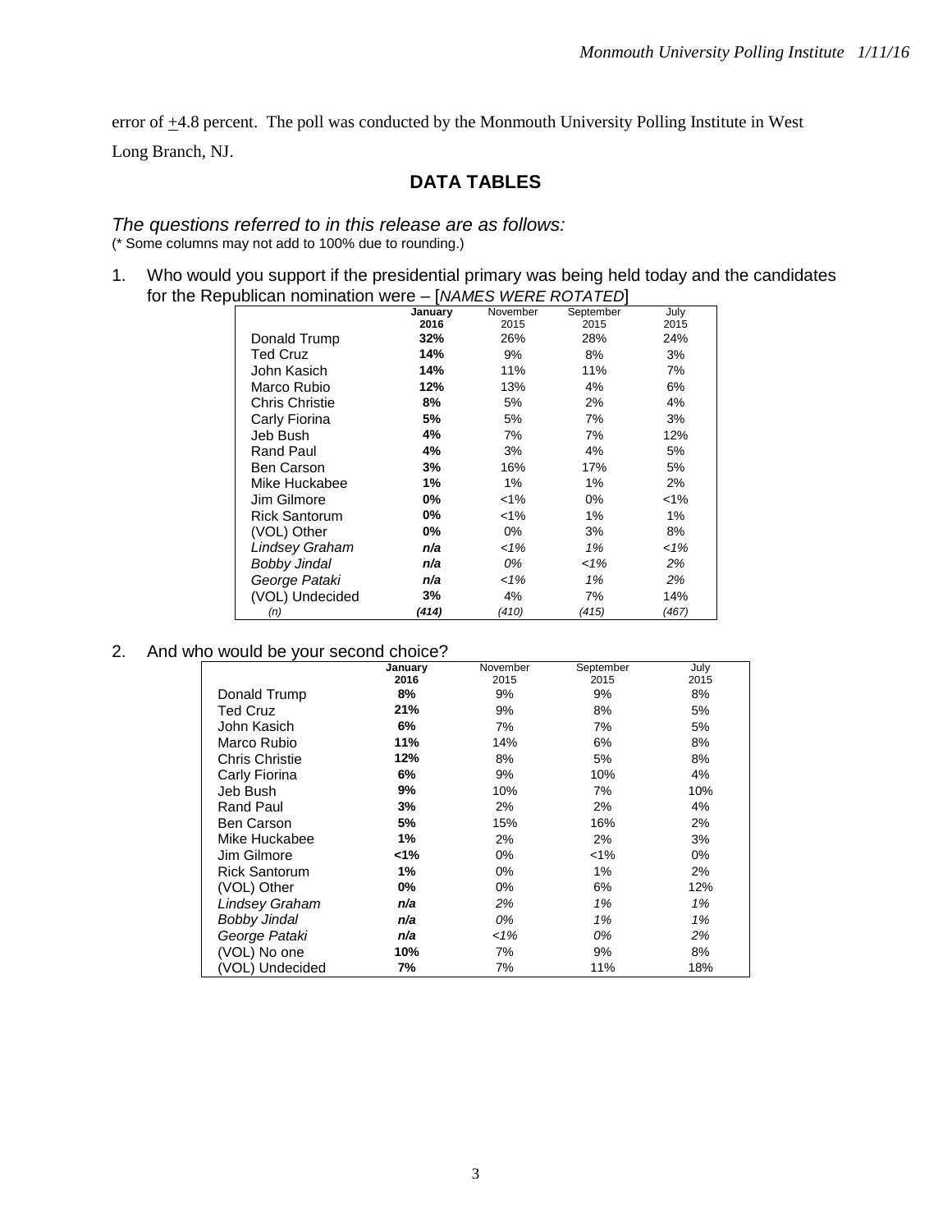error of ±4.8 percent. The poll was conducted by the Monmouth University Polling Institute in West Long Branch, NJ.

## DATA TABLES

*The questions referred to in this release are as follows:*
(* Some columns may not add to 100% due to rounding.)

1. Who would you support if the presidential primary was being held today and the candidates for the Republican nomination were – [*NAMES WERE ROTATED*]

| | January 2016 | November 2015 | September 2015 | July 2015 |
|---|---|---|---|---|
| Donald Trump | **32%** | 26% | 28% | 24% |
| Ted Cruz | **14%** | 9% | 8% | 3% |
| John Kasich | **14%** | 11% | 11% | 7% |
| Marco Rubio | **12%** | 13% | 4% | 6% |
| Chris Christie | **8%** | 5% | 2% | 4% |
| Carly Fiorina | **5%** | 5% | 7% | 3% |
| Jeb Bush | **4%** | 7% | 7% | 12% |
| Rand Paul | **4%** | 3% | 4% | 5% |
| Ben Carson | **3%** | 16% | 17% | 5% |
| Mike Huckabee | **1%** | 1% | 1% | 2% |
| Jim Gilmore | **0%** | <1% | 0% | <1% |
| Rick Santorum | **0%** | <1% | 1% | 1% |
| (VOL) Other | **0%** | 0% | 3% | 8% |
| *Lindsey Graham* | ***n/a*** | *<1%* | *1%* | *<1%* |
| *Bobby Jindal* | ***n/a*** | *0%* | *<1%* | *2%* |
| *George Pataki* | ***n/a*** | *<1%* | *1%* | *2%* |
| (VOL) Undecided | **3%** | 4% | 7% | 14% |
| *(n)* | ***(414)*** | *(410)* | *(415)* | *(467)* |

2. And who would be your second choice?

| | January 2016 | November 2015 | September 2015 | July 2015 |
|---|---|---|---|---|
| Donald Trump | **8%** | 9% | 9% | 8% |
| Ted Cruz | **21%** | 9% | 8% | 5% |
| John Kasich | **6%** | 7% | 7% | 5% |
| Marco Rubio | **11%** | 14% | 6% | 8% |
| Chris Christie | **12%** | 8% | 5% | 8% |
| Carly Fiorina | **6%** | 9% | 10% | 4% |
| Jeb Bush | **9%** | 10% | 7% | 10% |
| Rand Paul | **3%** | 2% | 2% | 4% |
| Ben Carson | **5%** | 15% | 16% | 2% |
| Mike Huckabee | **1%** | 2% | 2% | 3% |
| Jim Gilmore | **<1%** | 0% | <1% | 0% |
| Rick Santorum | **1%** | 0% | 1% | 2% |
| (VOL) Other | **0%** | 0% | 6% | 12% |
| *Lindsey Graham* | ***n/a*** | *2%* | *1%* | *1%* |
| *Bobby Jindal* | ***n/a*** | *0%* | *1%* | *1%* |
| *George Pataki* | ***n/a*** | *<1%* | *0%* | *2%* |
| (VOL) No one | **10%** | 7% | 9% | 8% |
| (VOL) Undecided | **7%** | 7% | 11% | 18% |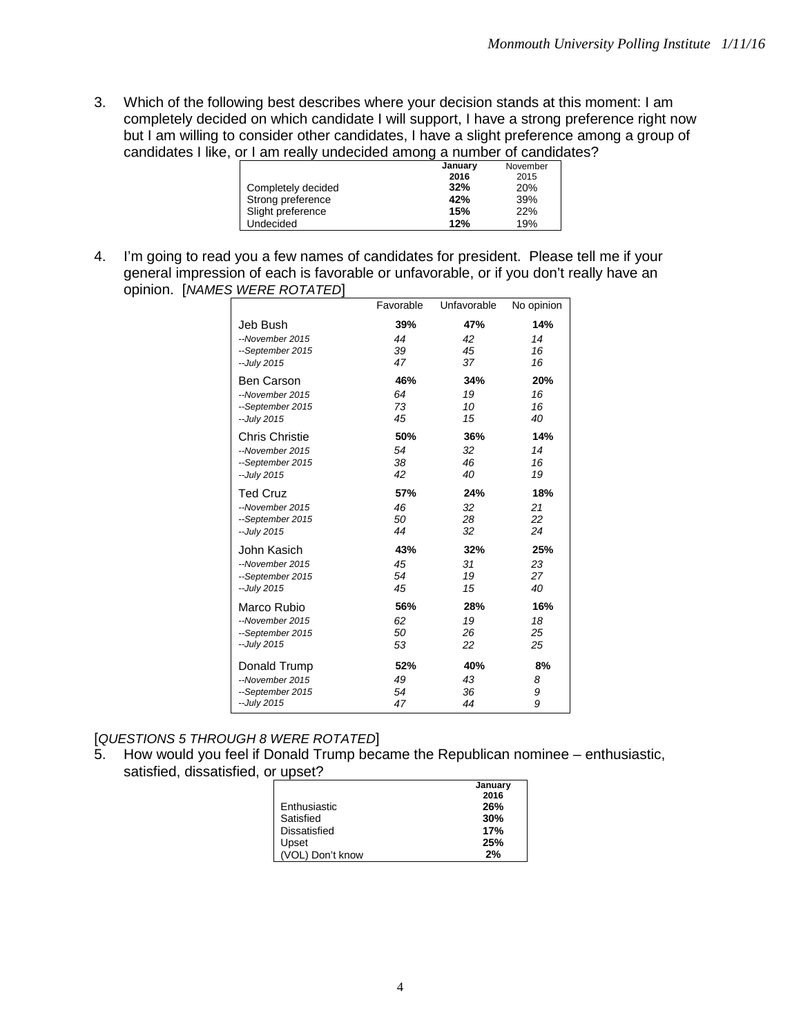3. Which of the following best describes where your decision stands at this moment: I am completely decided on which candidate I will support, I have a strong preference right now but I am willing to consider other candidates, I have a slight preference among a group of candidates I like, or I am really undecided among a number of candidates?

| | **January 2016** | November 2015 |
|---|---|---|
| Completely decided | **32%** | 20% |
| Strong preference | **42%** | 39% |
| Slight preference | **15%** | 22% |
| Undecided | **12%** | 19% |

4. I'm going to read you a few names of candidates for president. Please tell me if your general impression of each is favorable or unfavorable, or if you don't really have an opinion. [*NAMES WERE ROTATED*]

| | Favorable | Unfavorable | No opinion |
|---|---|---|---|
| Jeb Bush | **39%** | **47%** | **14%** |
| *--November 2015* | *44* | *42* | *14* |
| *--September 2015* | *39* | *45* | *16* |
| *--July 2015* | *47* | *37* | *16* |
| Ben Carson | **46%** | **34%** | **20%** |
| *--November 2015* | *64* | *19* | *16* |
| *--September 2015* | *73* | *10* | *16* |
| *--July 2015* | *45* | *15* | *40* |
| Chris Christie | **50%** | **36%** | **14%** |
| *--November 2015* | *54* | *32* | *14* |
| *--September 2015* | *38* | *46* | *16* |
| *--July 2015* | *42* | *40* | *19* |
| Ted Cruz | **57%** | **24%** | **18%** |
| *--November 2015* | *46* | *32* | *21* |
| *--September 2015* | *50* | *28* | *22* |
| *--July 2015* | *44* | *32* | *24* |
| John Kasich | **43%** | **32%** | **25%** |
| *--November 2015* | *45* | *31* | *23* |
| *--September 2015* | *54* | *19* | *27* |
| *--July 2015* | *45* | *15* | *40* |
| Marco Rubio | **56%** | **28%** | **16%** |
| *--November 2015* | *62* | *19* | *18* |
| *--September 2015* | *50* | *26* | *25* |
| *--July 2015* | *53* | *22* | *25* |
| Donald Trump | **52%** | **40%** | **8%** |
| *--November 2015* | *49* | *43* | *8* |
| *--September 2015* | *54* | *36* | *9* |
| *--July 2015* | *47* | *44* | *9* |

[*QUESTIONS 5 THROUGH 8 WERE ROTATED*]

5. How would you feel if Donald Trump became the Republican nominee – enthusiastic, satisfied, dissatisfied, or upset?

| | **January 2016** |
|---|---|
| Enthusiastic | **26%** |
| Satisfied | **30%** |
| Dissatisfied | **17%** |
| Upset | **25%** |
| (VOL) Don't know | **2%** |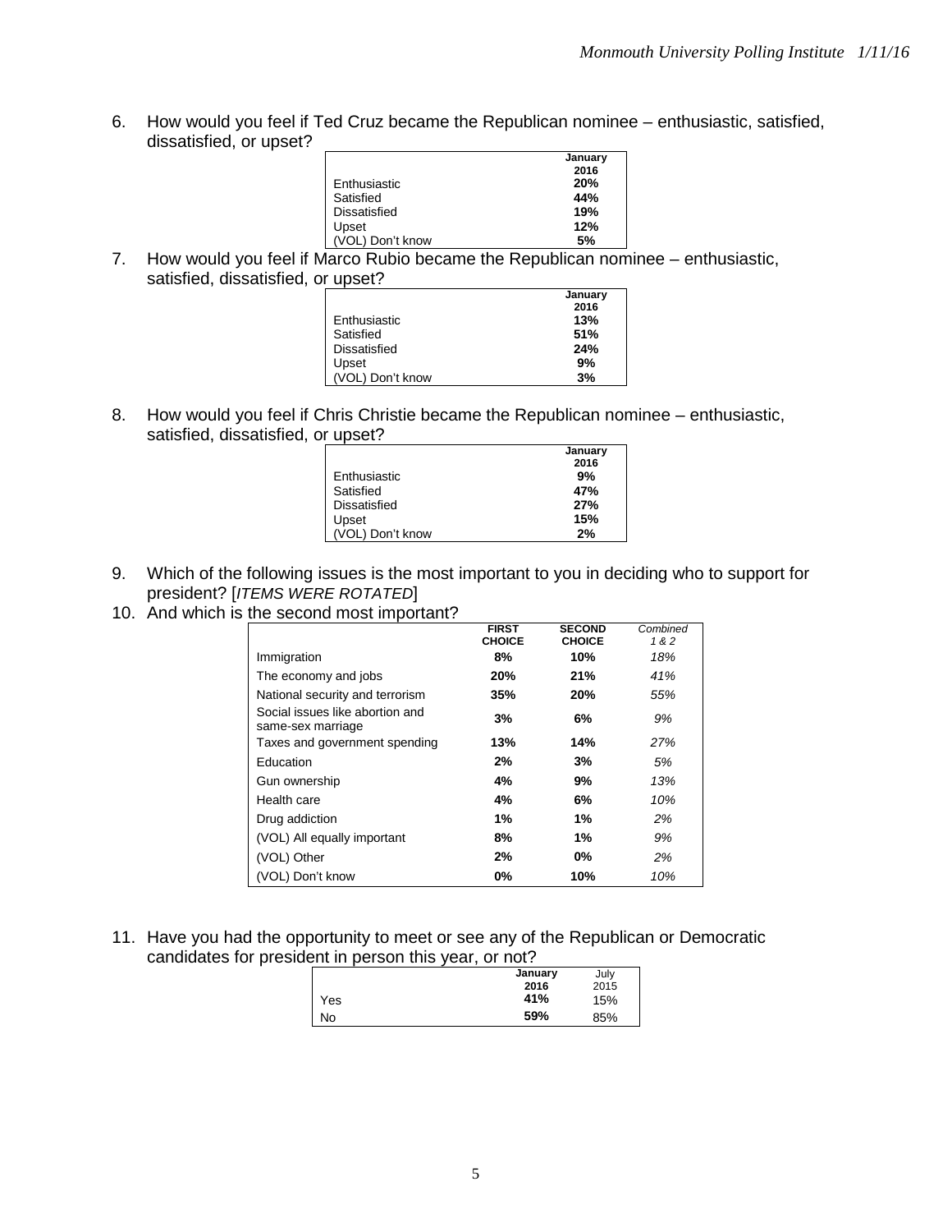6. How would you feel if Ted Cruz became the Republican nominee – enthusiastic, satisfied, dissatisfied, or upset?

| | January 2016 |
|---|---|
| Enthusiastic | **20%** |
| Satisfied | **44%** |
| Dissatisfied | **19%** |
| Upset | **12%** |
| (VOL) Don't know | **5%** |

7. How would you feel if Marco Rubio became the Republican nominee – enthusiastic, satisfied, dissatisfied, or upset?

| | January 2016 |
|---|---|
| Enthusiastic | **13%** |
| Satisfied | **51%** |
| Dissatisfied | **24%** |
| Upset | **9%** |
| (VOL) Don't know | **3%** |

8. How would you feel if Chris Christie became the Republican nominee – enthusiastic, satisfied, dissatisfied, or upset?

| | January 2016 |
|---|---|
| Enthusiastic | **9%** |
| Satisfied | **47%** |
| Dissatisfied | **27%** |
| Upset | **15%** |
| (VOL) Don't know | **2%** |

9. Which of the following issues is the most important to you in deciding who to support for president? [*ITEMS WERE ROTATED*]
10. And which is the second most important?

| | FIRST CHOICE | SECOND CHOICE | *Combined 1 & 2* |
|---|---|---|---|
| Immigration | **8%** | **10%** | *18%* |
| The economy and jobs | **20%** | **21%** | *41%* |
| National security and terrorism | **35%** | **20%** | *55%* |
| Social issues like abortion and same-sex marriage | **3%** | **6%** | *9%* |
| Taxes and government spending | **13%** | **14%** | *27%* |
| Education | **2%** | **3%** | *5%* |
| Gun ownership | **4%** | **9%** | *13%* |
| Health care | **4%** | **6%** | *10%* |
| Drug addiction | **1%** | **1%** | *2%* |
| (VOL) All equally important | **8%** | **1%** | *9%* |
| (VOL) Other | **2%** | **0%** | *2%* |
| (VOL) Don't know | **0%** | **10%** | *10%* |

11. Have you had the opportunity to meet or see any of the Republican or Democratic candidates for president in person this year, or not?

| | January 2016 | July 2015 |
|---|---|---|
| Yes | **41%** | 15% |
| No | **59%** | 85% |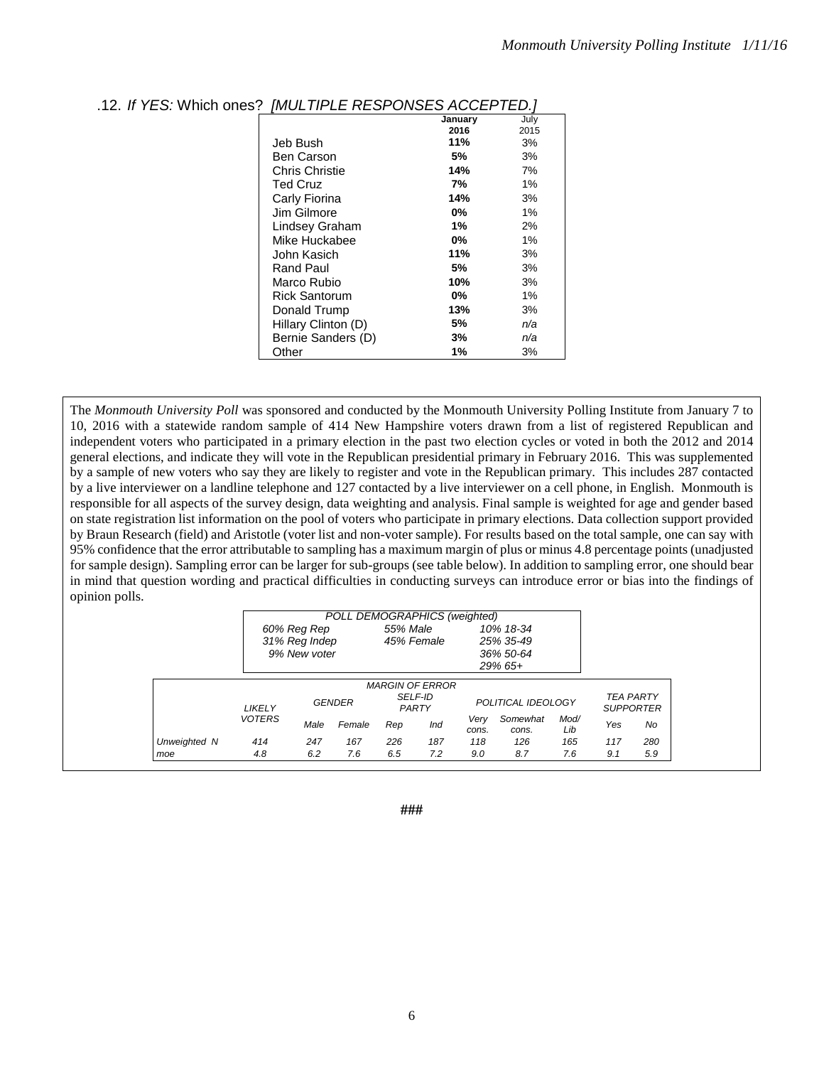.12. *If YES:* Which ones? *[MULTIPLE RESPONSES ACCEPTED.]*

| | January 2016 | July 2015 |
|---|---|---|
| Jeb Bush | **11%** | 3% |
| Ben Carson | **5%** | 3% |
| Chris Christie | **14%** | 7% |
| Ted Cruz | **7%** | 1% |
| Carly Fiorina | **14%** | 3% |
| Jim Gilmore | **0%** | 1% |
| Lindsey Graham | **1%** | 2% |
| Mike Huckabee | **0%** | 1% |
| John Kasich | **11%** | 3% |
| Rand Paul | **5%** | 3% |
| Marco Rubio | **10%** | 3% |
| Rick Santorum | **0%** | 1% |
| Donald Trump | **13%** | 3% |
| Hillary Clinton (D) | **5%** | *n/a* |
| Bernie Sanders (D) | **3%** | *n/a* |
| Other | **1%** | 3% |

The *Monmouth University Poll* was sponsored and conducted by the Monmouth University Polling Institute from January 7 to 10, 2016 with a statewide random sample of 414 New Hampshire voters drawn from a list of registered Republican and independent voters who participated in a primary election in the past two election cycles or voted in both the 2012 and 2014 general elections, and indicate they will vote in the Republican presidential primary in February 2016. This was supplemented by a sample of new voters who say they are likely to register and vote in the Republican primary. This includes 287 contacted by a live interviewer on a landline telephone and 127 contacted by a live interviewer on a cell phone, in English. Monmouth is responsible for all aspects of the survey design, data weighting and analysis. Final sample is weighted for age and gender based on state registration list information on the pool of voters who participate in primary elections. Data collection support provided by Braun Research (field) and Aristotle (voter list and non-voter sample). For results based on the total sample, one can say with 95% confidence that the error attributable to sampling has a maximum margin of plus or minus 4.8 percentage points (unadjusted for sample design). Sampling error can be larger for sub-groups (see table below). In addition to sampling error, one should bear in mind that question wording and practical difficulties in conducting surveys can introduce error or bias into the findings of opinion polls.

*POLL DEMOGRAPHICS (weighted)*

| | | |
|---|---|---|
| *60% Reg Rep* | *55% Male* | *10% 18-34* |
| *31% Reg Indep* | *45% Female* | *25% 35-49* |
| *9% New voter* | | *36% 50-64* |
| | | *29% 65+* |

*MARGIN OF ERROR*

| | *LIKELY VOTERS* | *GENDER* | | *SELF-ID PARTY* | | *POLITICAL IDEOLOGY* | | | *TEA PARTY SUPPORTER* | |
|---|---|---|---|---|---|---|---|---|---|---|
| | | *Male* | *Female* | *Rep* | *Ind* | *Very cons.* | *Somewhat cons.* | *Mod/ Lib* | *Yes* | *No* |
| *Unweighted N* | *414* | *247* | *167* | *226* | *187* | *118* | *126* | *165* | *117* | *280* |
| *moe* | *4.8* | *6.2* | *7.6* | *6.5* | *7.2* | *9.0* | *8.7* | *7.6* | *9.1* | *5.9* |

###